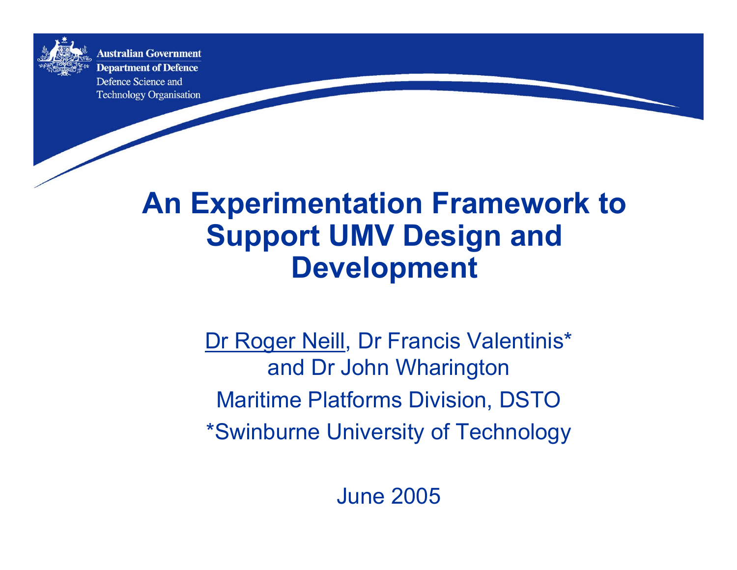Australian Government
Department of Defence
Defence Science and Technology Organisation

# An Experimentation Framework to Support UMV Design and Development

Dr Roger Neill, Dr Francis Valentinis* and Dr John Wharington

Maritime Platforms Division, DSTO

*Swinburne University of Technology

June 2005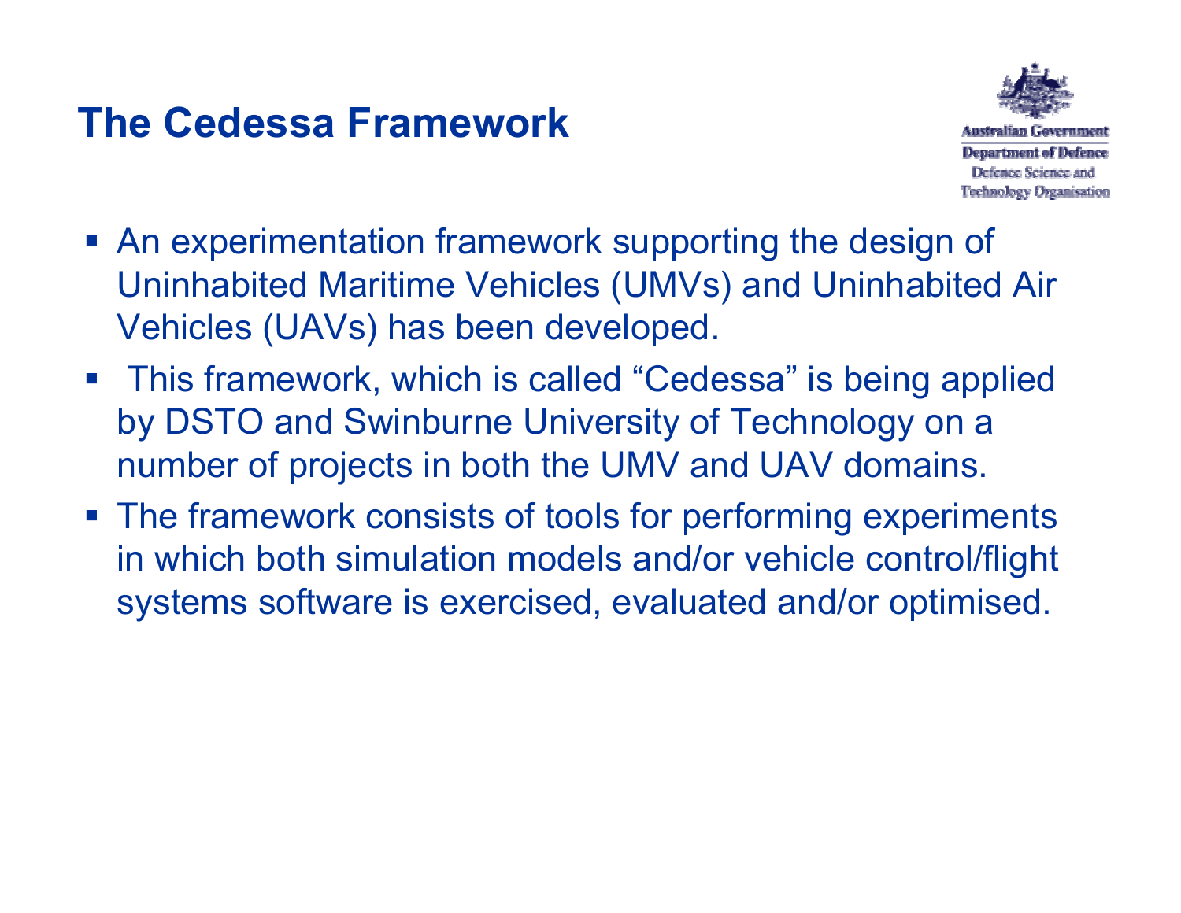# The Cedessa Framework

- An experimentation framework supporting the design of Uninhabited Maritime Vehicles (UMVs) and Uninhabited Air Vehicles (UAVs) has been developed.
- This framework, which is called “Cedessa” is being applied by DSTO and Swinburne University of Technology on a number of projects in both the UMV and UAV domains.
- The framework consists of tools for performing experiments in which both simulation models and/or vehicle control/flight systems software is exercised, evaluated and/or optimised.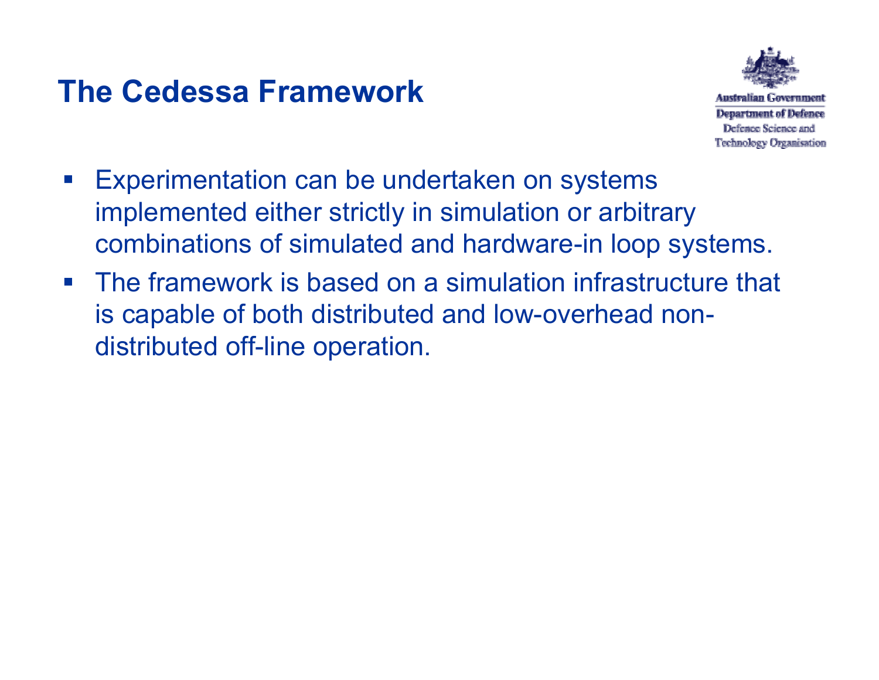# The Cedessa Framework

- Experimentation can be undertaken on systems implemented either strictly in simulation or arbitrary combinations of simulated and hardware-in loop systems.
- The framework is based on a simulation infrastructure that is capable of both distributed and low-overhead non-distributed off-line operation.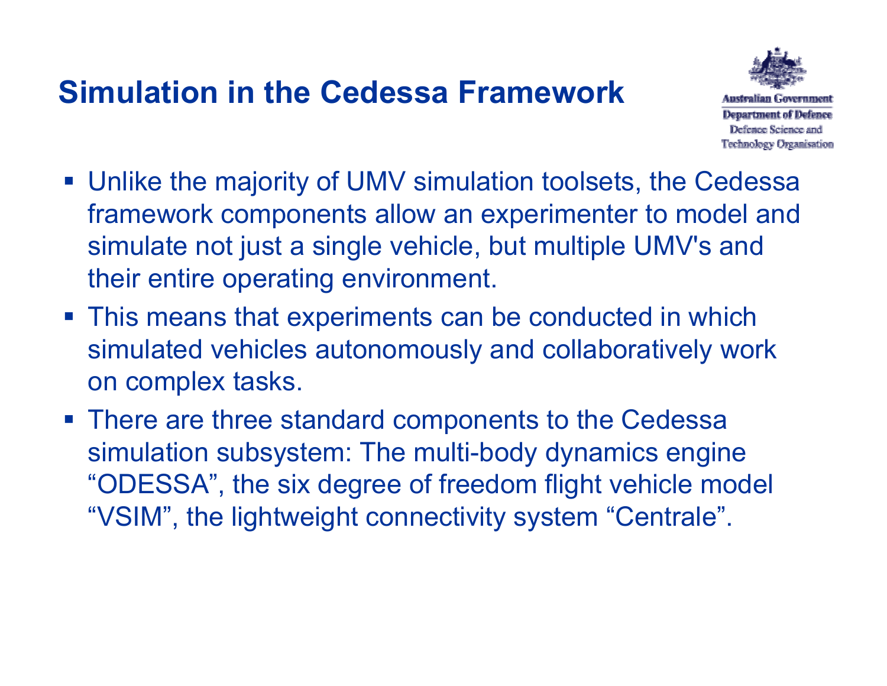# Simulation in the Cedessa Framework

Australian Government
Department of Defence
Defence Science and Technology Organisation

- Unlike the majority of UMV simulation toolsets, the Cedessa framework components allow an experimenter to model and simulate not just a single vehicle, but multiple UMV's and their entire operating environment.
- This means that experiments can be conducted in which simulated vehicles autonomously and collaboratively work on complex tasks.
- There are three standard components to the Cedessa simulation subsystem: The multi-body dynamics engine "ODESSA", the six degree of freedom flight vehicle model "VSIM", the lightweight connectivity system "Centrale".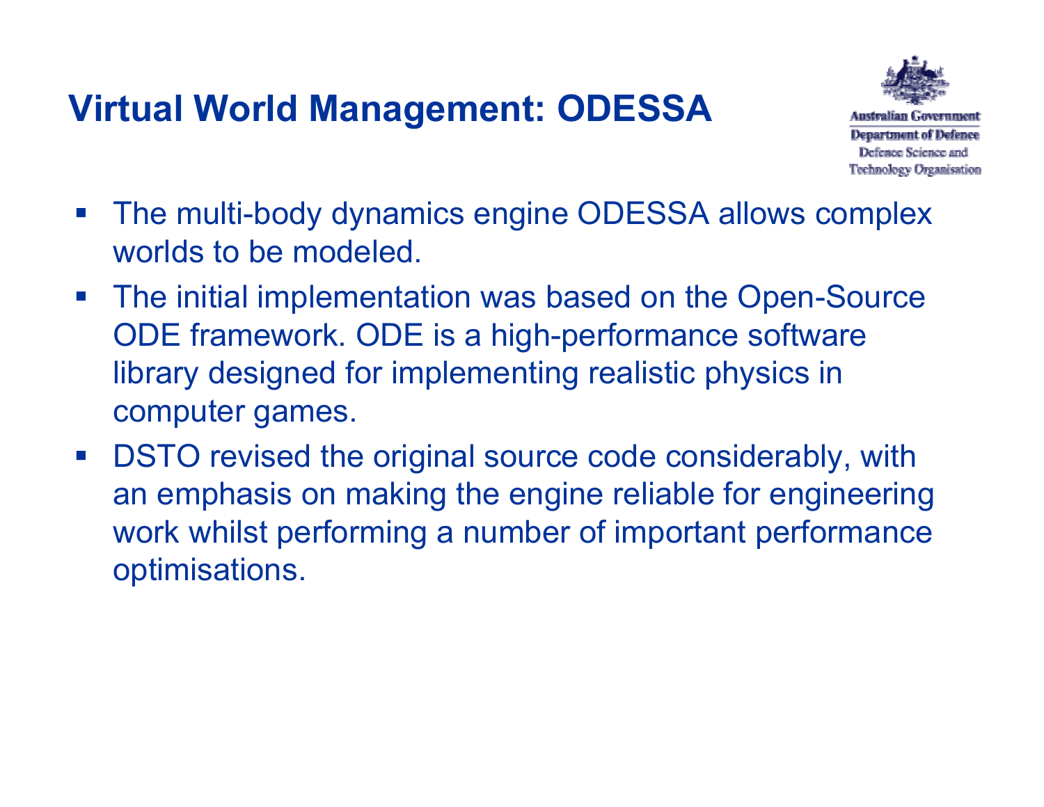# Virtual World Management: ODESSA

Australian Government
Department of Defence
Defence Science and Technology Organisation

- The multi-body dynamics engine ODESSA allows complex worlds to be modeled.
- The initial implementation was based on the Open-Source ODE framework. ODE is a high-performance software library designed for implementing realistic physics in computer games.
- DSTO revised the original source code considerably, with an emphasis on making the engine reliable for engineering work whilst performing a number of important performance optimisations.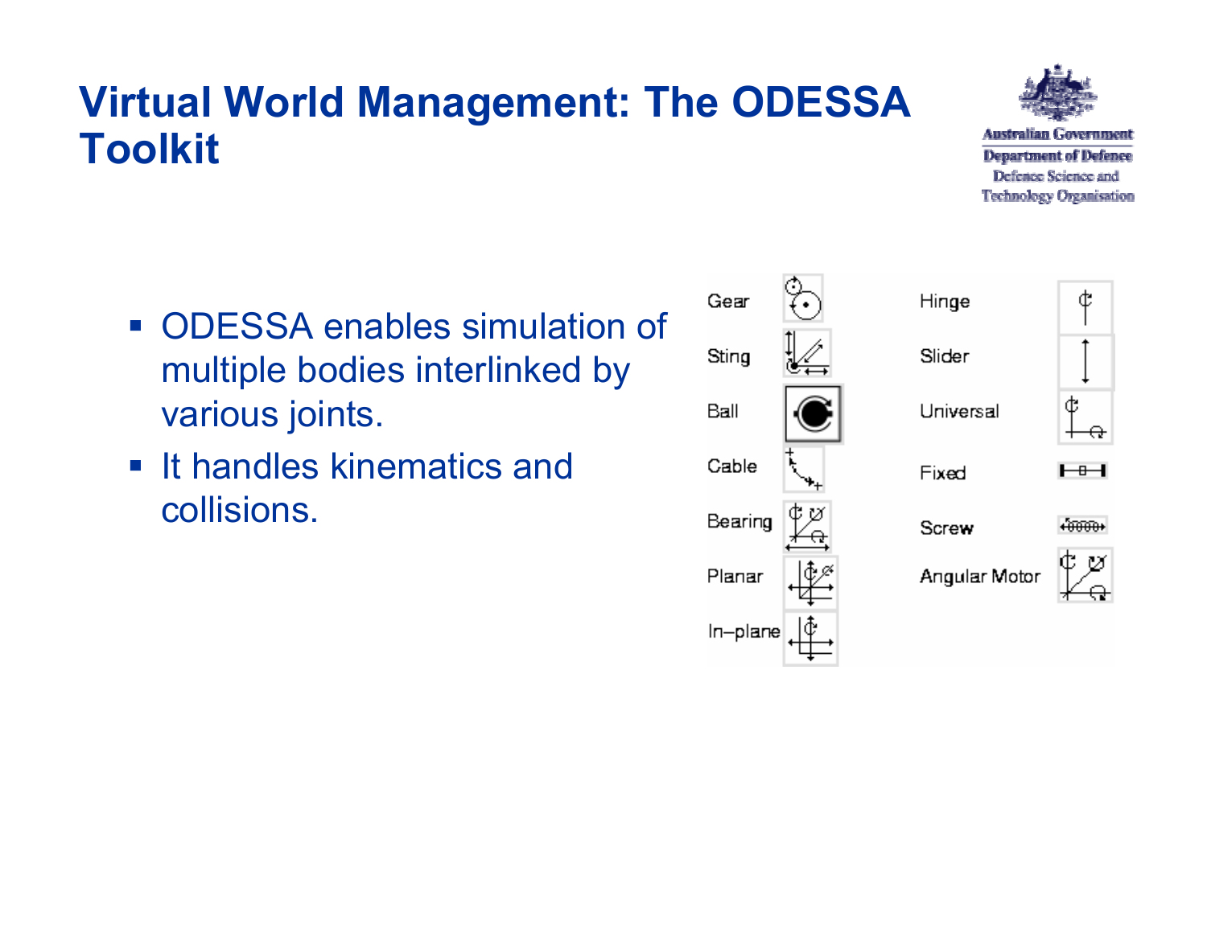# Virtual World Management: The ODESSA Toolkit

- ODESSA enables simulation of multiple bodies interlinked by various joints.
- It handles kinematics and collisions.

Gear
Sting
Ball
Cable
Bearing
Planar
In–plane

Hinge
Slider
Universal
Fixed
Screw
Angular Motor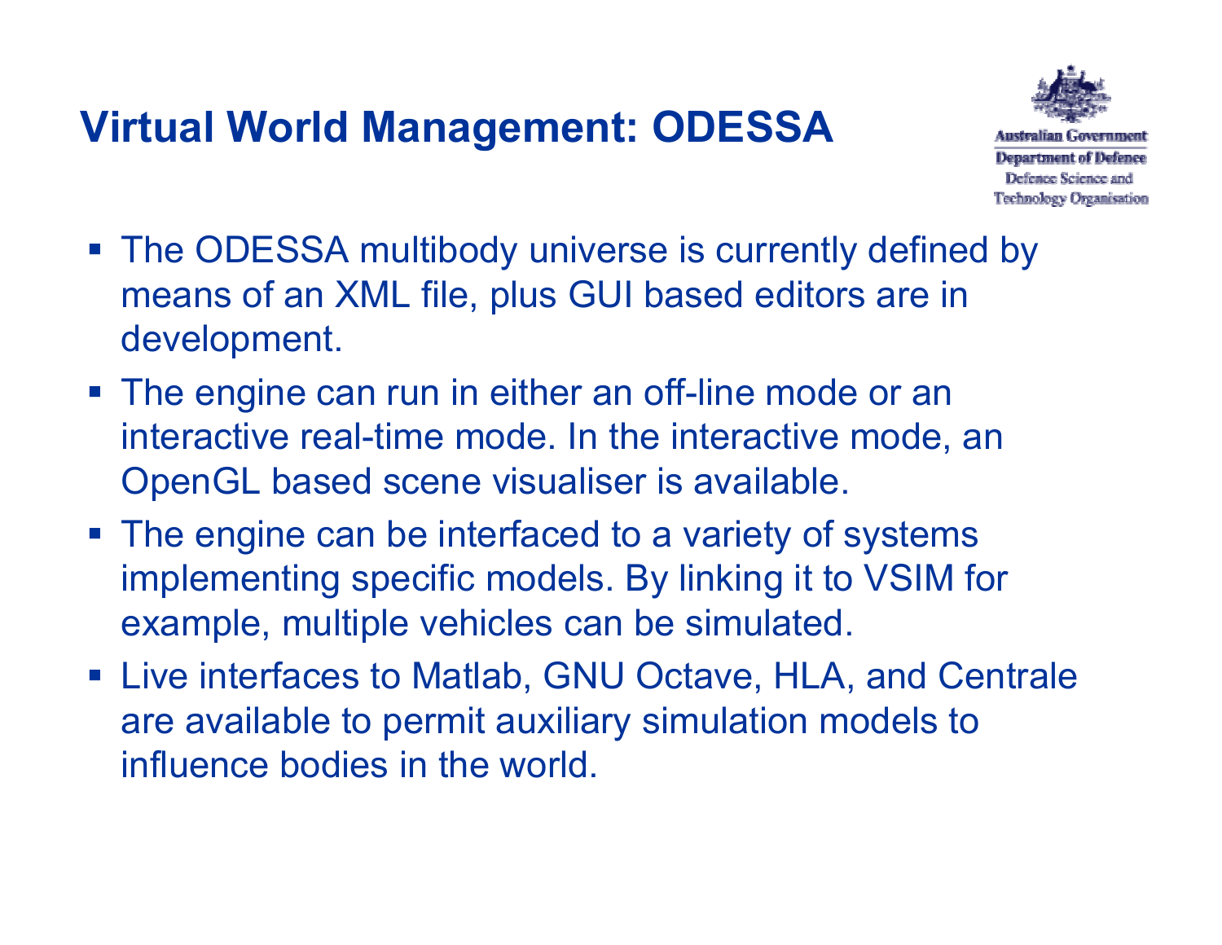# Virtual World Management: ODESSA

Australian Government
Department of Defence
Defence Science and
Technology Organisation

- The ODESSA multibody universe is currently defined by means of an XML file, plus GUI based editors are in development.
- The engine can run in either an off-line mode or an interactive real-time mode. In the interactive mode, an OpenGL based scene visualiser is available.
- The engine can be interfaced to a variety of systems implementing specific models. By linking it to VSIM for example, multiple vehicles can be simulated.
- Live interfaces to Matlab, GNU Octave, HLA, and Centrale are available to permit auxiliary simulation models to influence bodies in the world.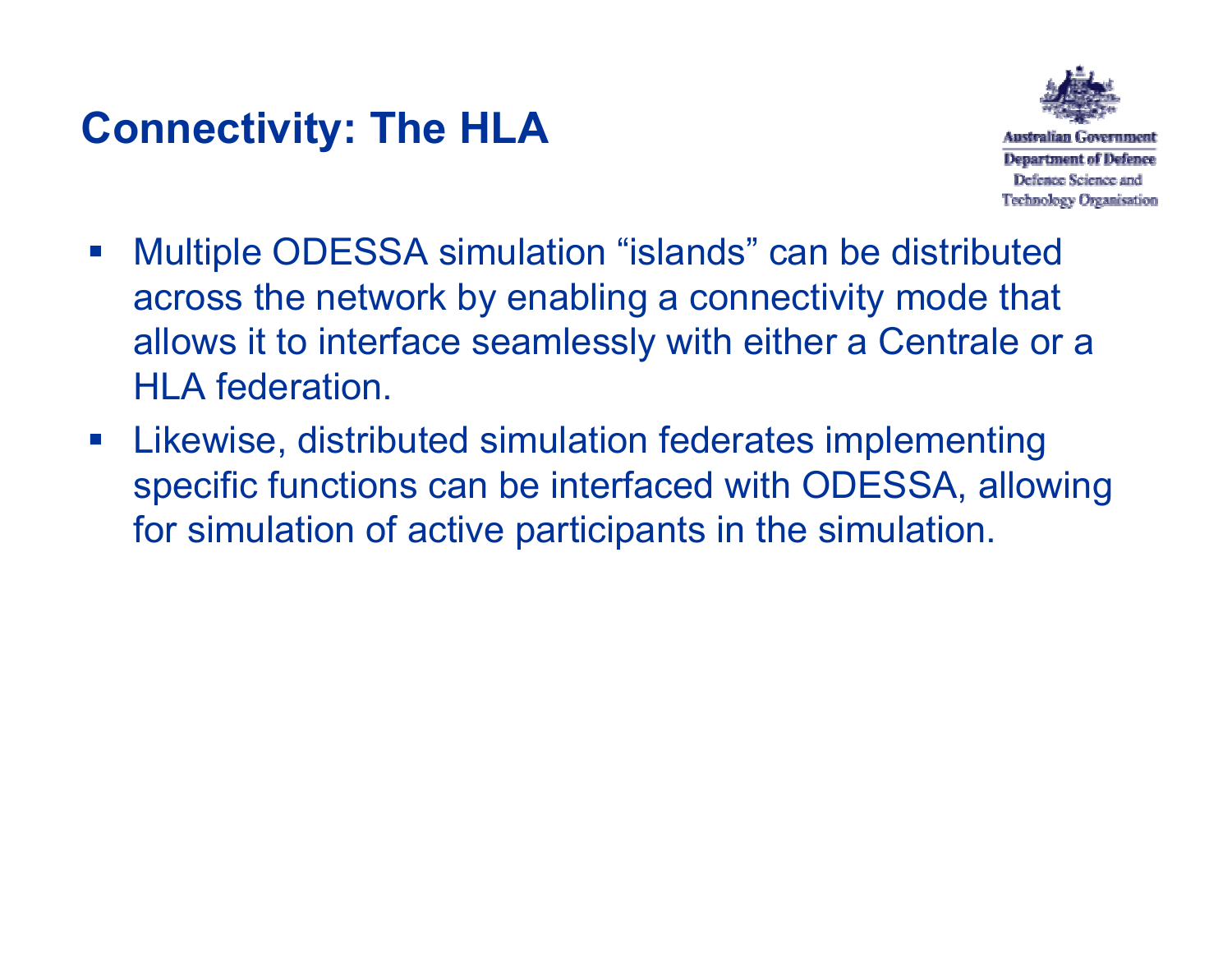# Connectivity: The HLA

Australian Government
Department of Defence
Defence Science and Technology Organisation

- Multiple ODESSA simulation “islands” can be distributed across the network by enabling a connectivity mode that allows it to interface seamlessly with either a Centrale or a HLA federation.
- Likewise, distributed simulation federates implementing specific functions can be interfaced with ODESSA, allowing for simulation of active participants in the simulation.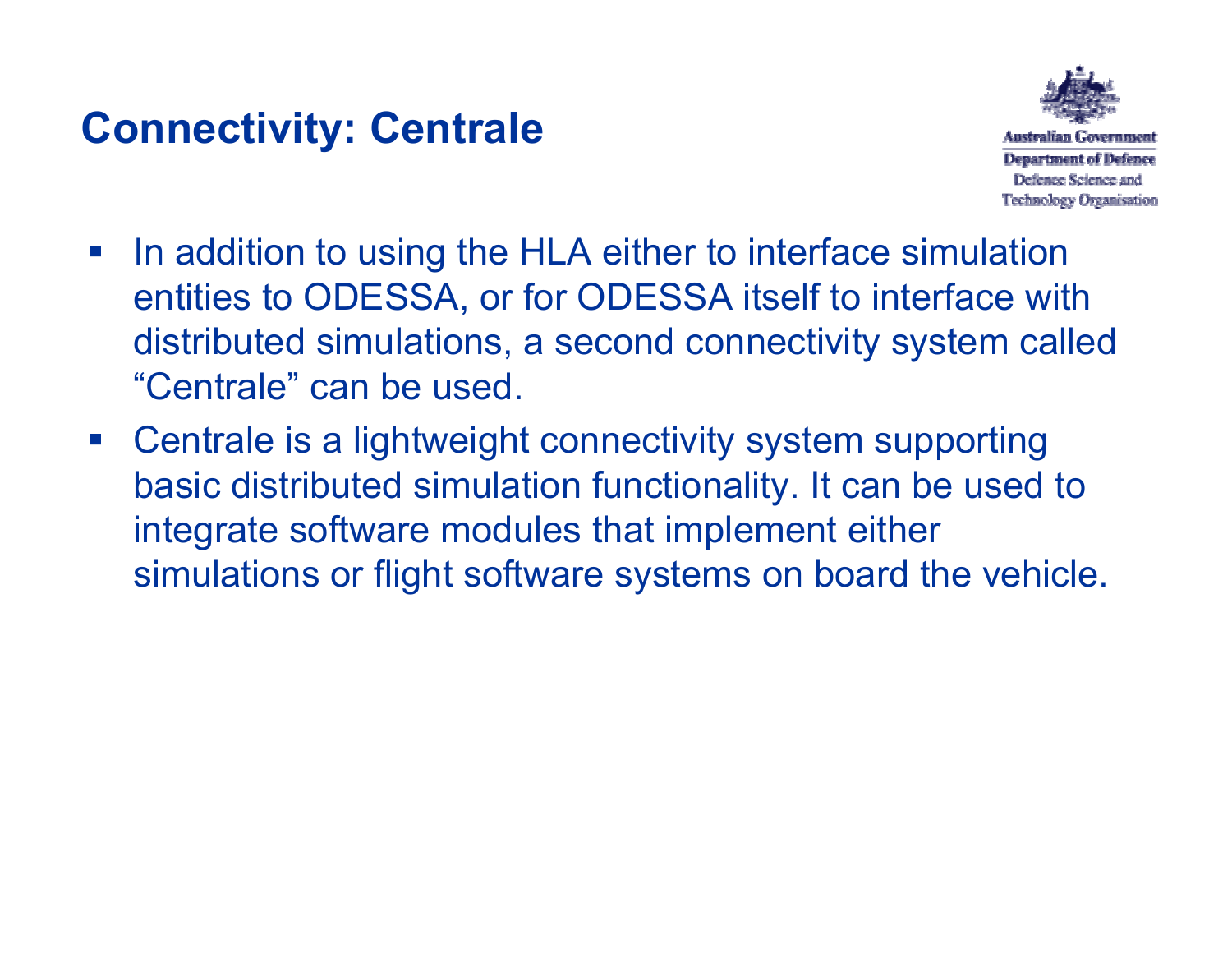# Connectivity: Centrale

- In addition to using the HLA either to interface simulation entities to ODESSA, or for ODESSA itself to interface with distributed simulations, a second connectivity system called "Centrale" can be used.
- Centrale is a lightweight connectivity system supporting basic distributed simulation functionality. It can be used to integrate software modules that implement either simulations or flight software systems on board the vehicle.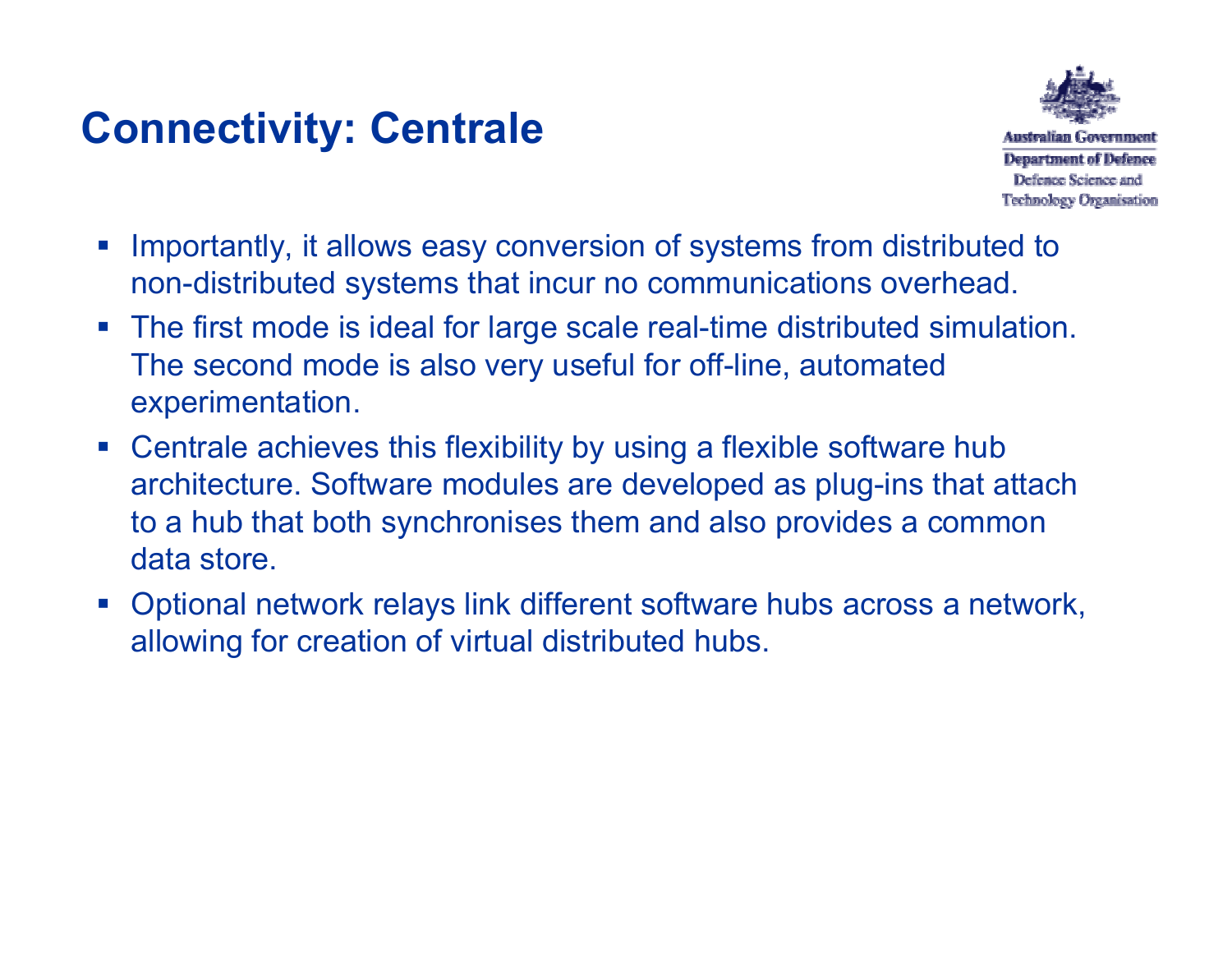# Connectivity: Centrale

- Importantly, it allows easy conversion of systems from distributed to non-distributed systems that incur no communications overhead.
- The first mode is ideal for large scale real-time distributed simulation. The second mode is also very useful for off-line, automated experimentation.
- Centrale achieves this flexibility by using a flexible software hub architecture. Software modules are developed as plug-ins that attach to a hub that both synchronises them and also provides a common data store.
- Optional network relays link different software hubs across a network, allowing for creation of virtual distributed hubs.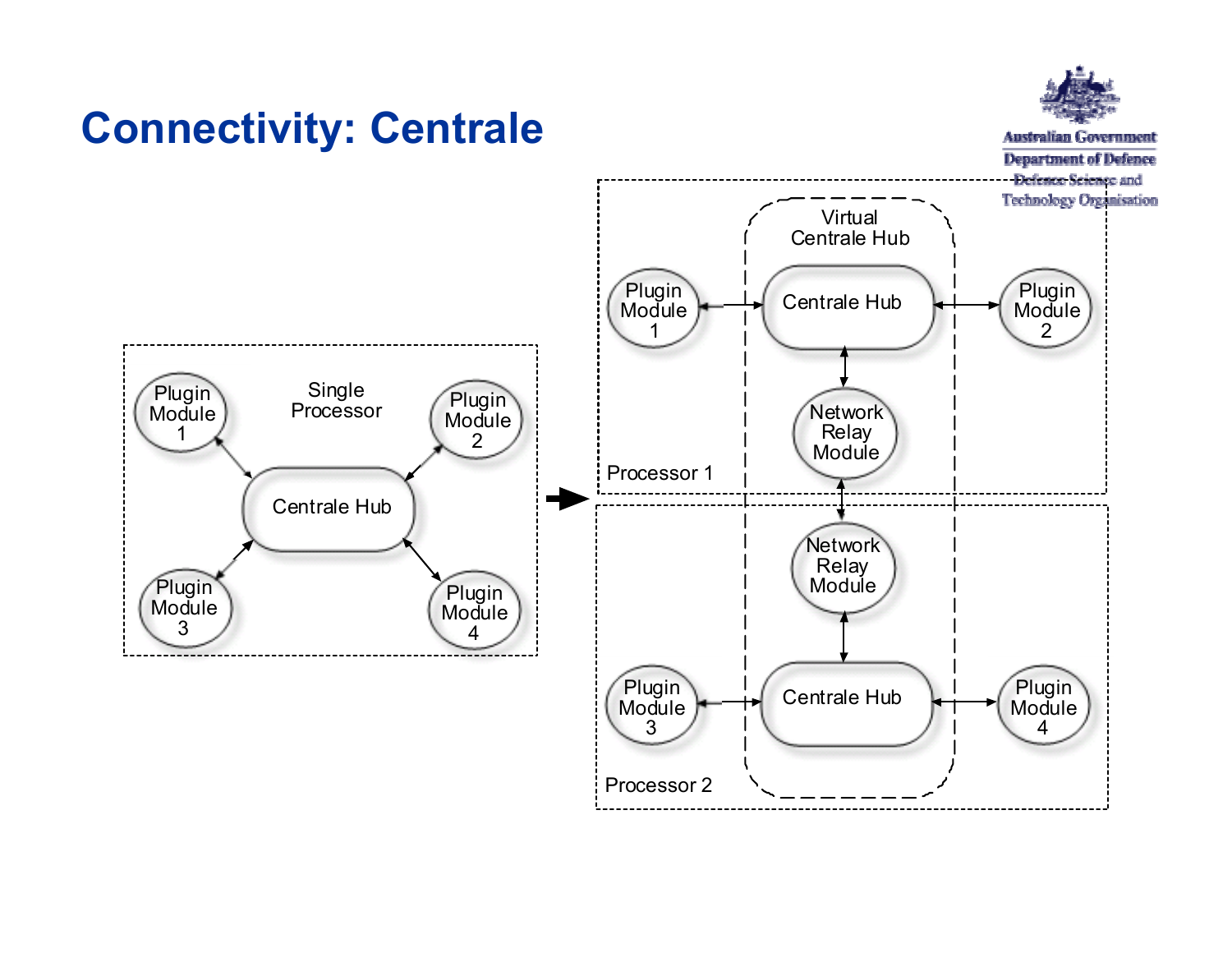# Connectivity: Centrale

Australian Government
Department of Defence
Defence Science and
Technology Organisation

Single Processor

Plugin Module 1

Plugin Module 2

Centrale Hub

Plugin Module 3

Plugin Module 4

Virtual Centrale Hub

Processor 1

Plugin Module 1

Centrale Hub

Plugin Module 2

Network Relay Module

Processor 2

Network Relay Module

Plugin Module 3

Centrale Hub

Plugin Module 4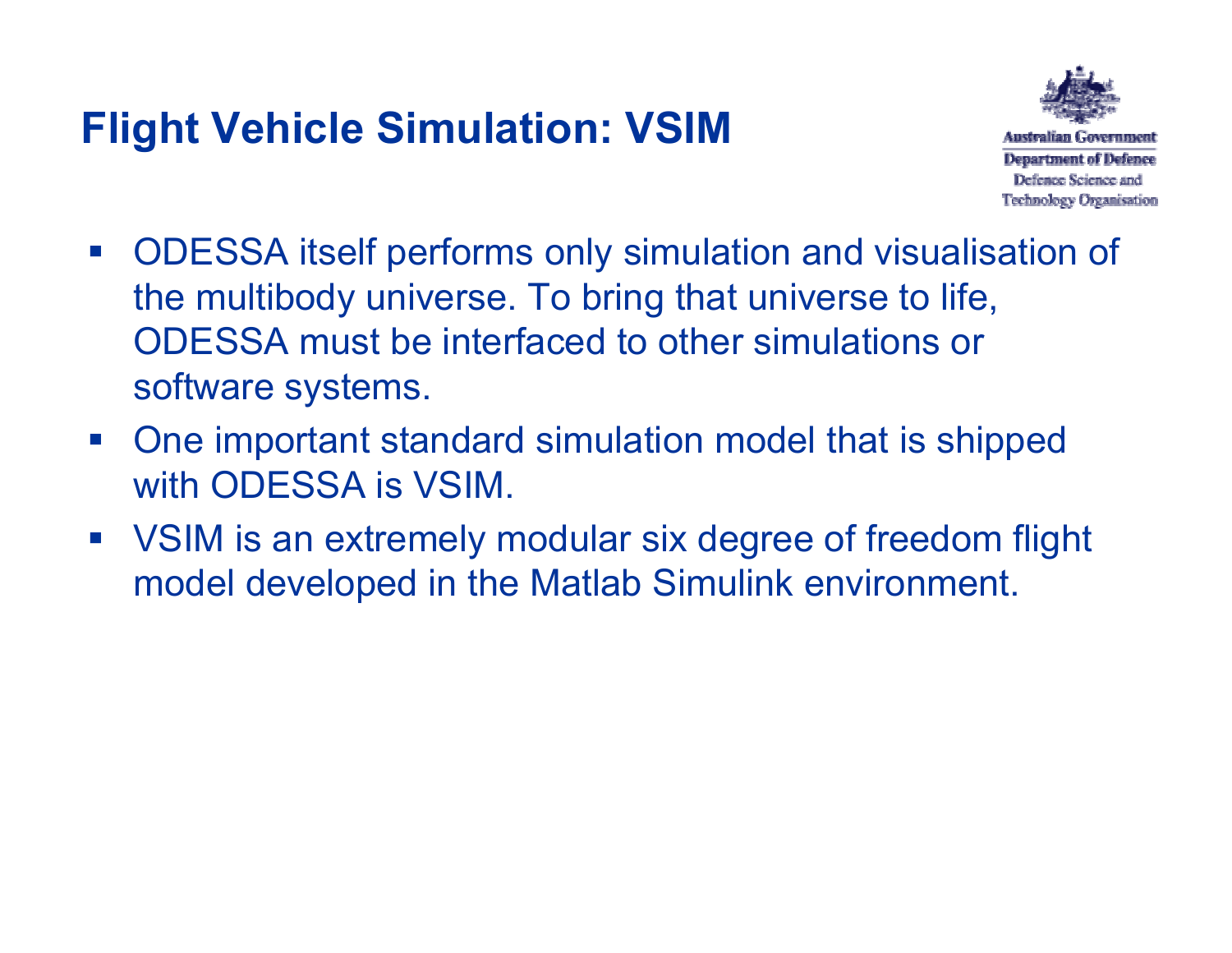# Flight Vehicle Simulation: VSIM

- ODESSA itself performs only simulation and visualisation of the multibody universe. To bring that universe to life, ODESSA must be interfaced to other simulations or software systems.
- One important standard simulation model that is shipped with ODESSA is VSIM.
- VSIM is an extremely modular six degree of freedom flight model developed in the Matlab Simulink environment.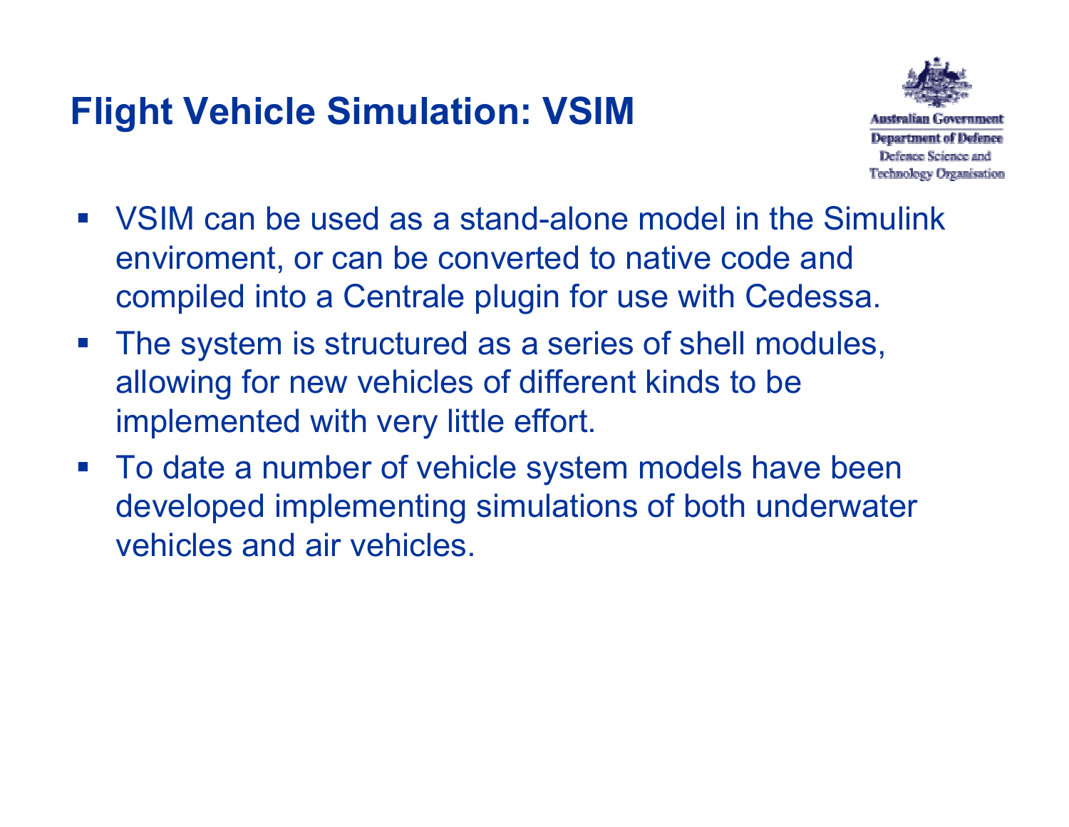# Flight Vehicle Simulation: VSIM

Australian Government
Department of Defence
Defence Science and Technology Organisation

- VSIM can be used as a stand-alone model in the Simulink enviroment, or can be converted to native code and compiled into a Centrale plugin for use with Cedessa.
- The system is structured as a series of shell modules, allowing for new vehicles of different kinds to be implemented with very little effort.
- To date a number of vehicle system models have been developed implementing simulations of both underwater vehicles and air vehicles.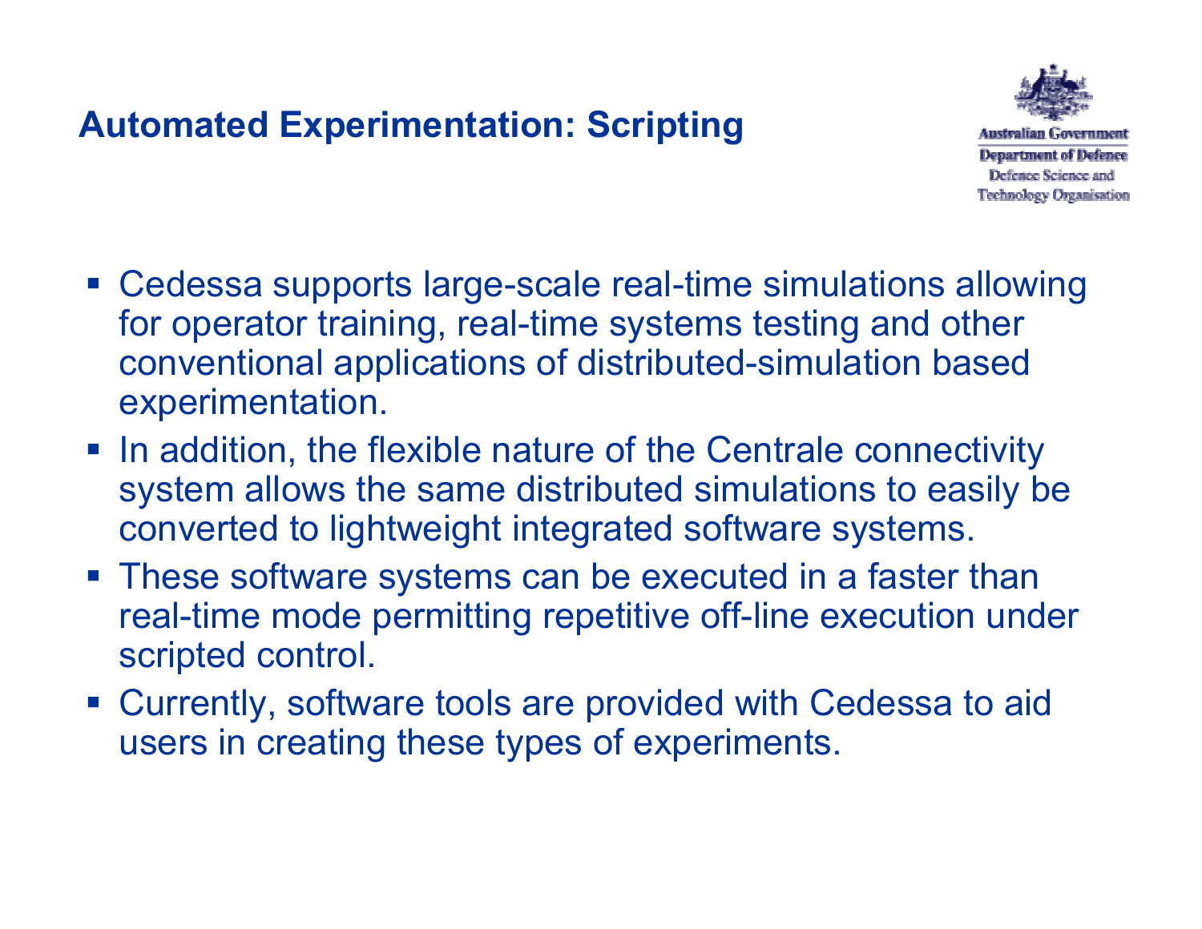## Automated Experimentation: Scripting

Australian Government
Department of Defence
Defence Science and
Technology Organisation

- Cedessa supports large-scale real-time simulations allowing for operator training, real-time systems testing and other conventional applications of distributed-simulation based experimentation.
- In addition, the flexible nature of the Centrale connectivity system allows the same distributed simulations to easily be converted to lightweight integrated software systems.
- These software systems can be executed in a faster than real-time mode permitting repetitive off-line execution under scripted control.
- Currently, software tools are provided with Cedessa to aid users in creating these types of experiments.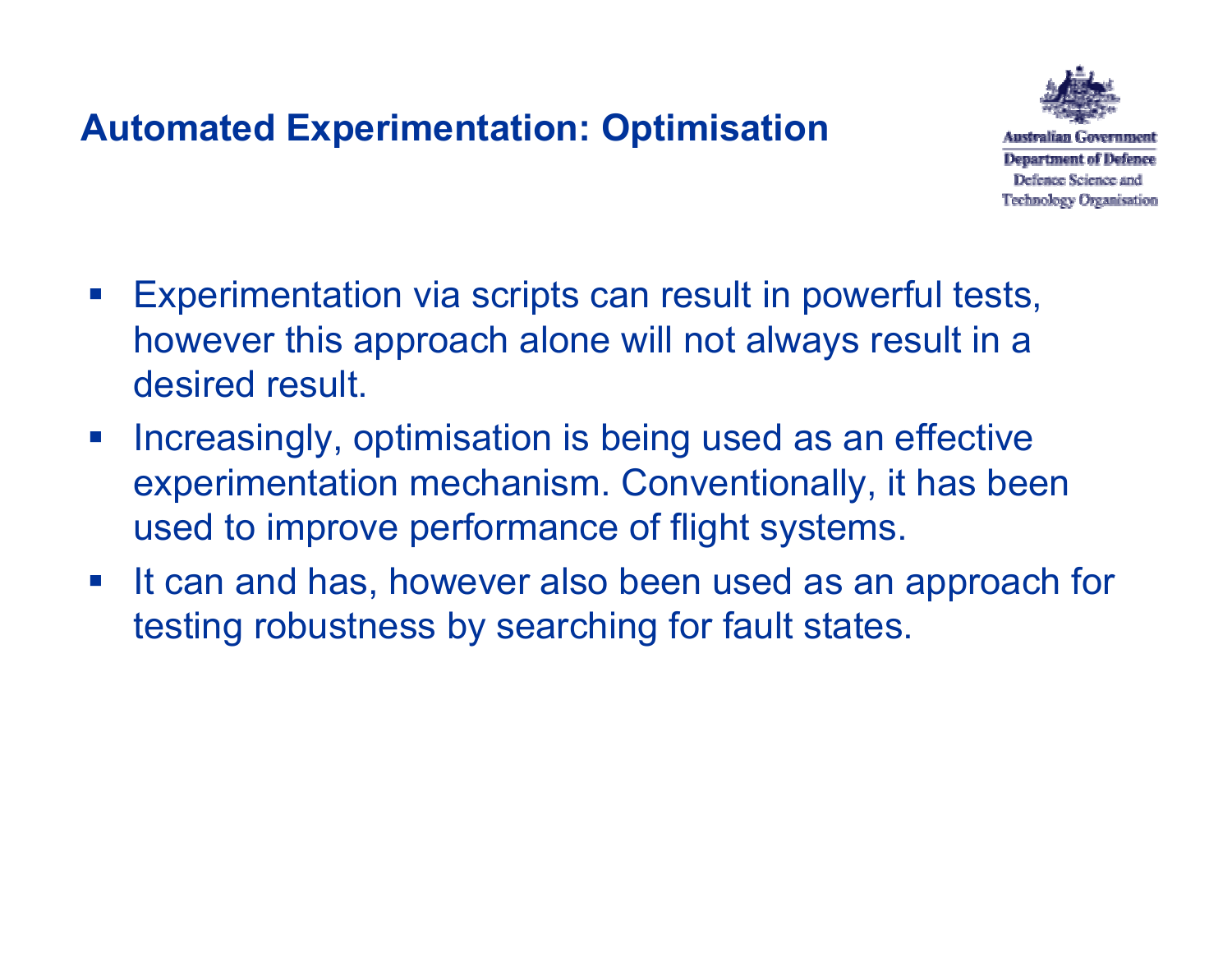## Automated Experimentation: Optimisation

- Experimentation via scripts can result in powerful tests, however this approach alone will not always result in a desired result.
- Increasingly, optimisation is being used as an effective experimentation mechanism. Conventionally, it has been used to improve performance of flight systems.
- It can and has, however also been used as an approach for testing robustness by searching for fault states.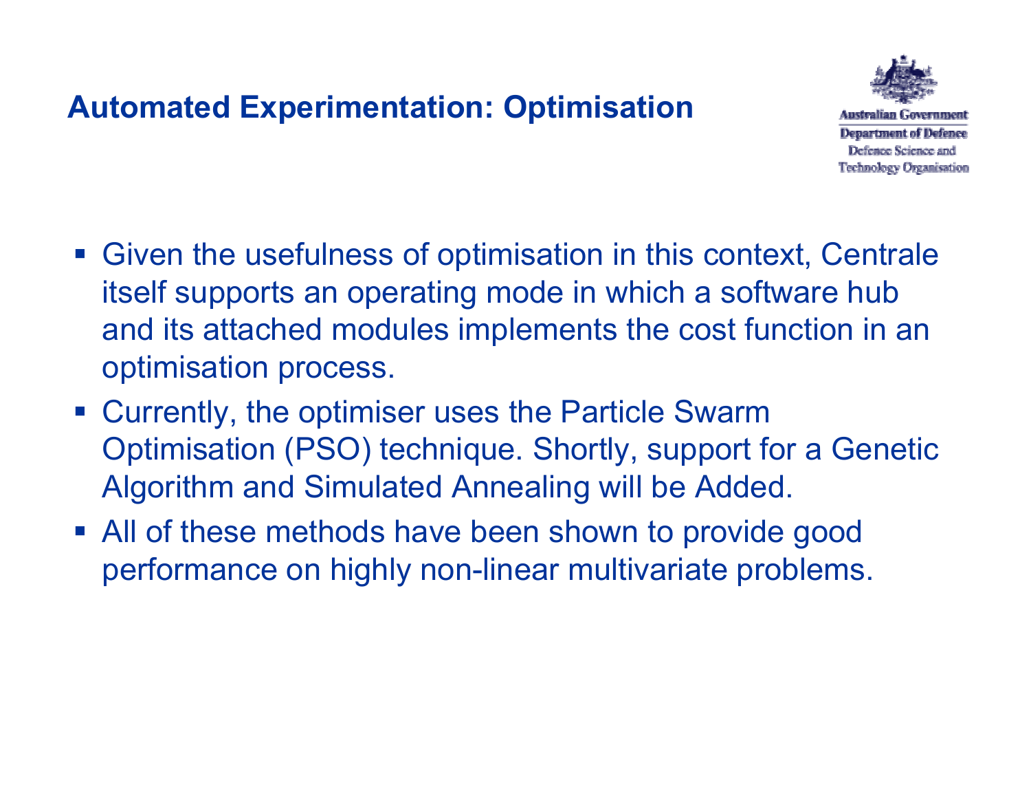## Automated Experimentation: Optimisation

- Given the usefulness of optimisation in this context, Centrale itself supports an operating mode in which a software hub and its attached modules implements the cost function in an optimisation process.
- Currently, the optimiser uses the Particle Swarm Optimisation (PSO) technique. Shortly, support for a Genetic Algorithm and Simulated Annealing will be Added.
- All of these methods have been shown to provide good performance on highly non-linear multivariate problems.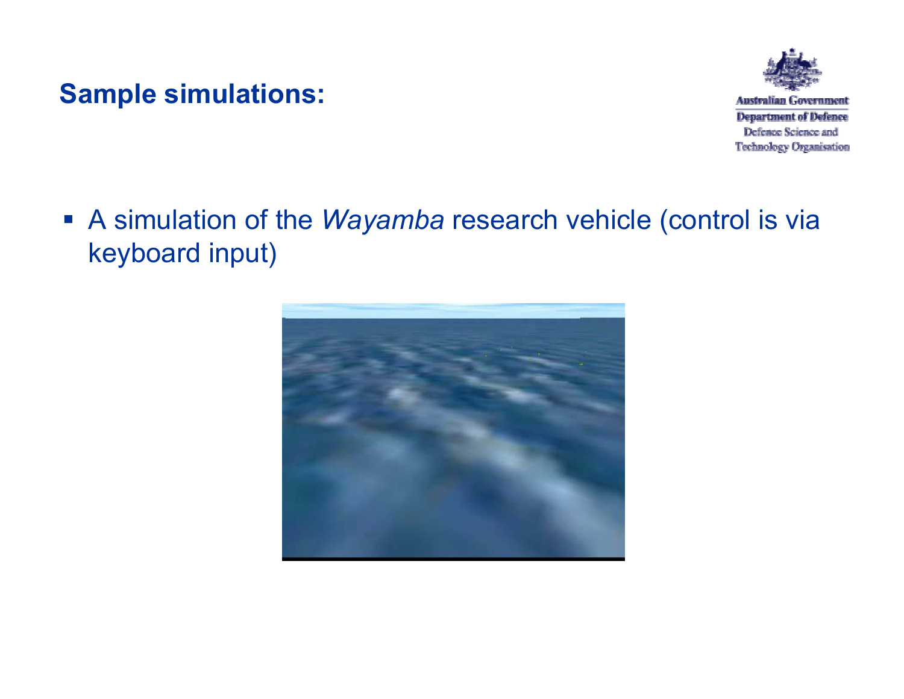## Sample simulations:

Australian Government
Department of Defence
Defence Science and Technology Organisation

- A simulation of the *Wayamba* research vehicle (control is via keyboard input)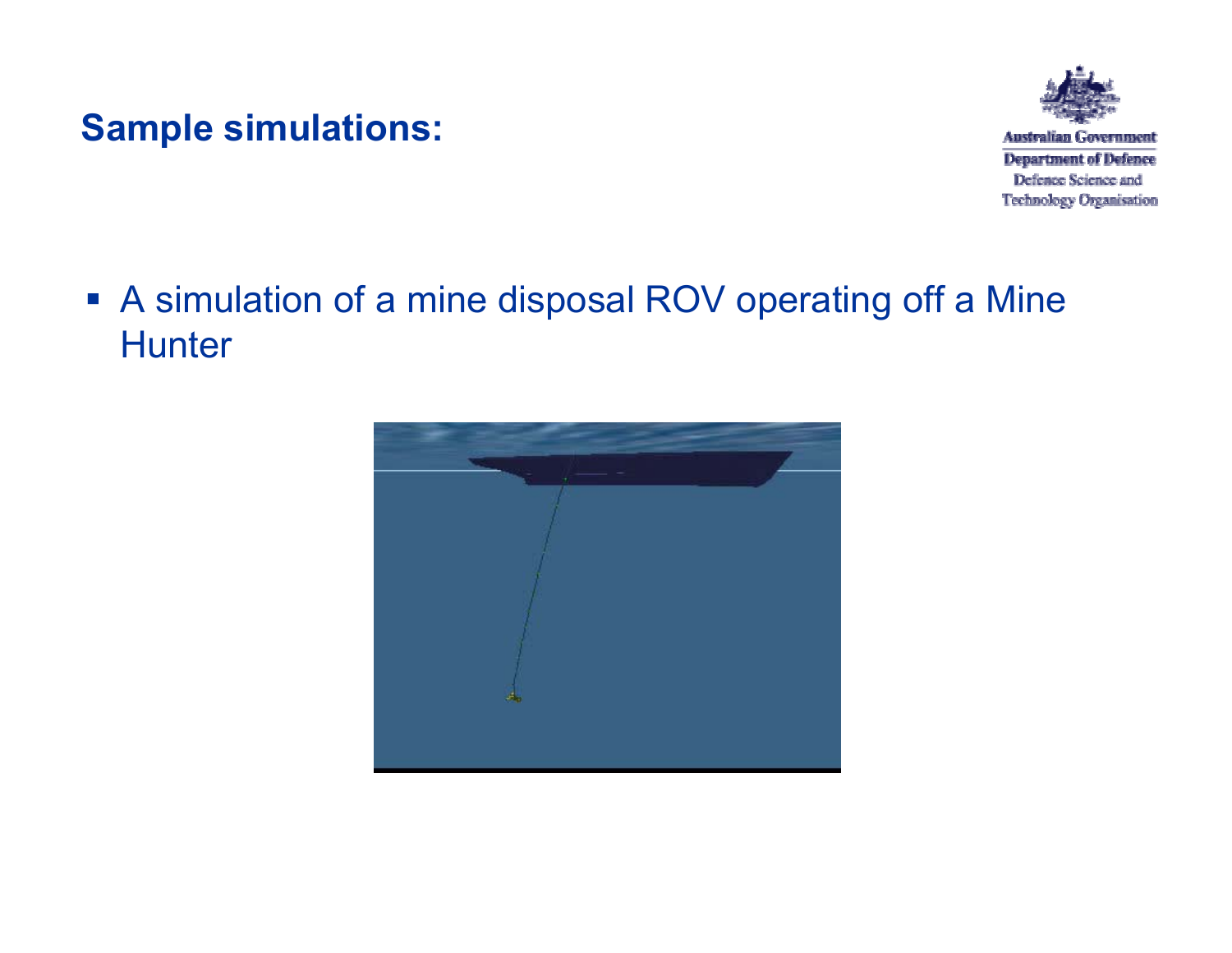## Sample simulations:

- A simulation of a mine disposal ROV operating off a Mine Hunter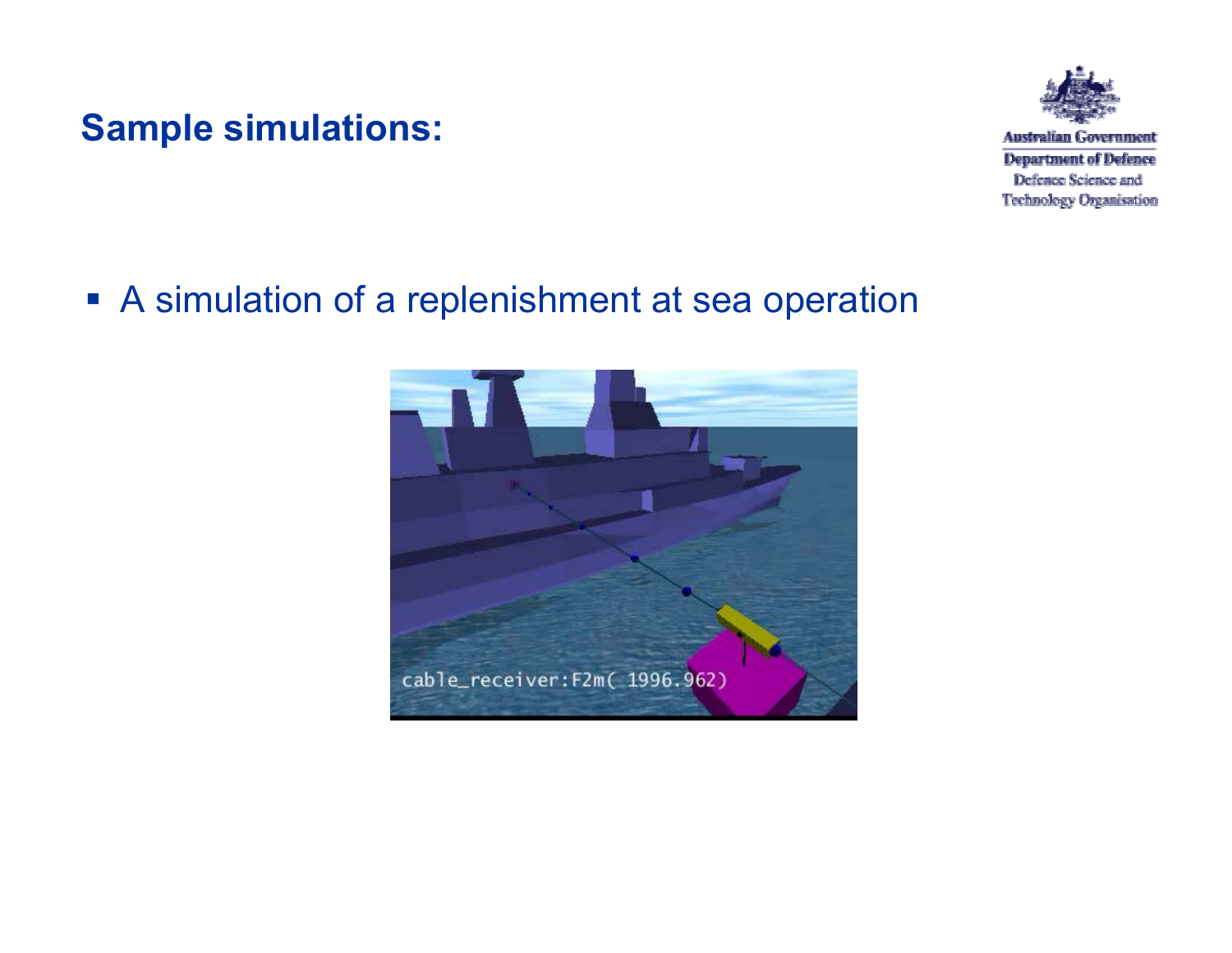## Sample simulations:

- A simulation of a replenishment at sea operation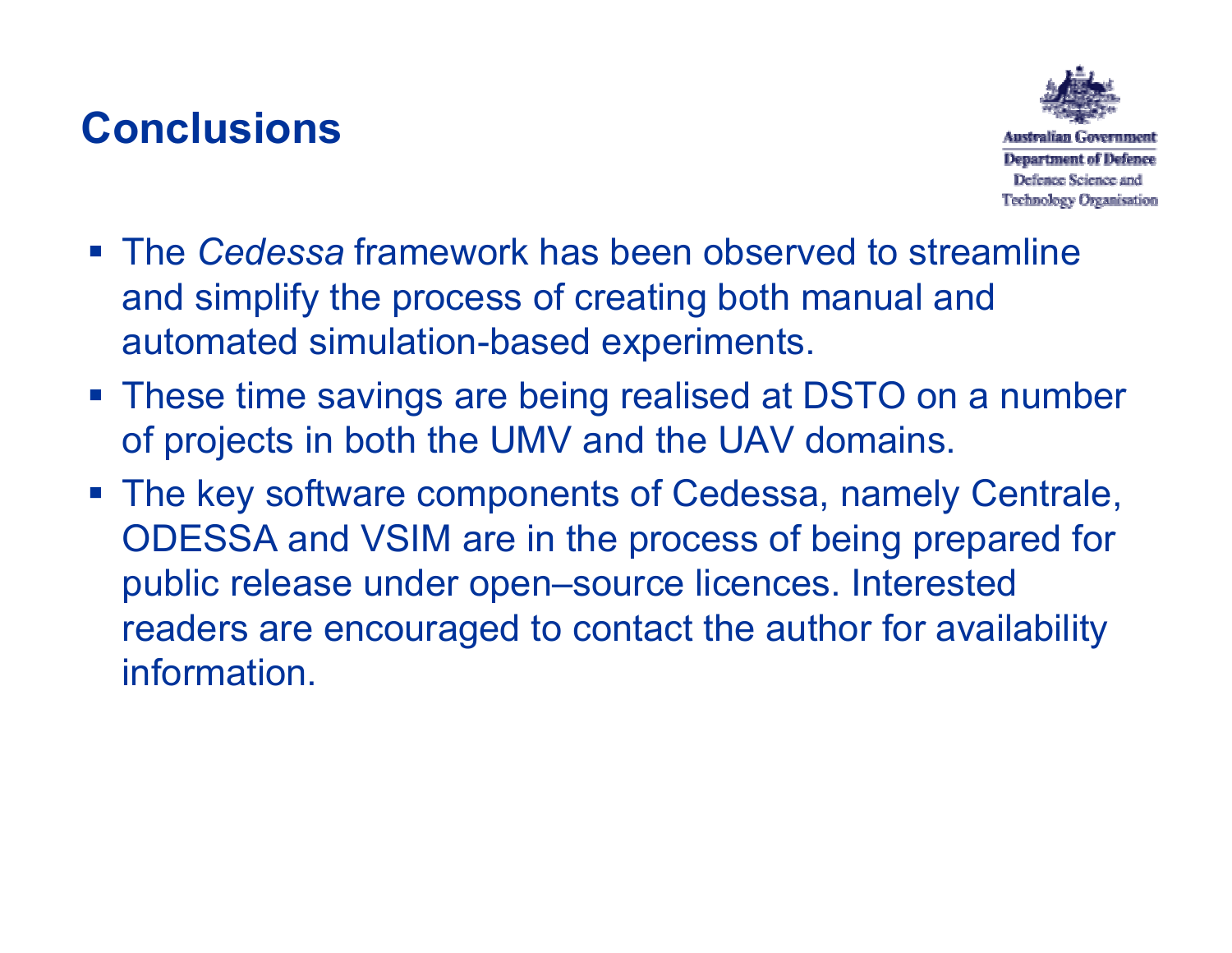# Conclusions

- The *Cedessa* framework has been observed to streamline and simplify the process of creating both manual and automated simulation-based experiments.
- These time savings are being realised at DSTO on a number of projects in both the UMV and the UAV domains.
- The key software components of Cedessa, namely Centrale, ODESSA and VSIM are in the process of being prepared for public release under open–source licences. Interested readers are encouraged to contact the author for availability information.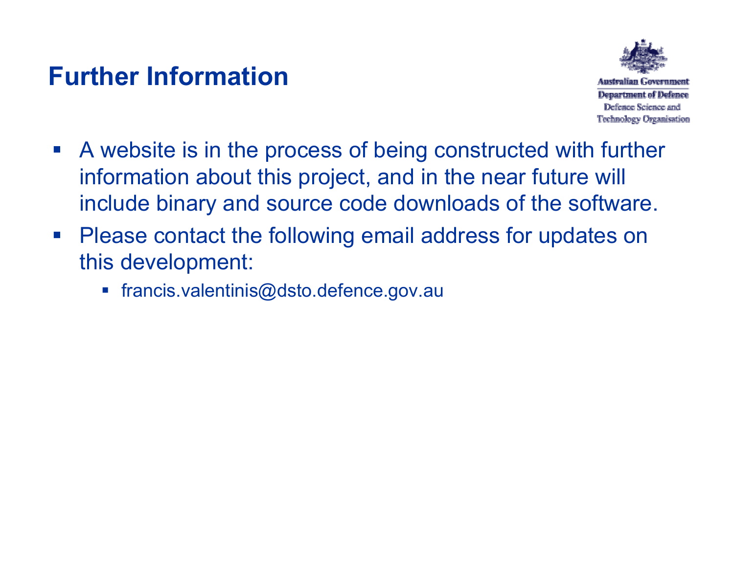# Further Information

Australian Government
Department of Defence
Defence Science and
Technology Organisation

- A website is in the process of being constructed with further information about this project, and in the near future will include binary and source code downloads of the software.
- Please contact the following email address for updates on this development:
  - francis.valentinis@dsto.defence.gov.au